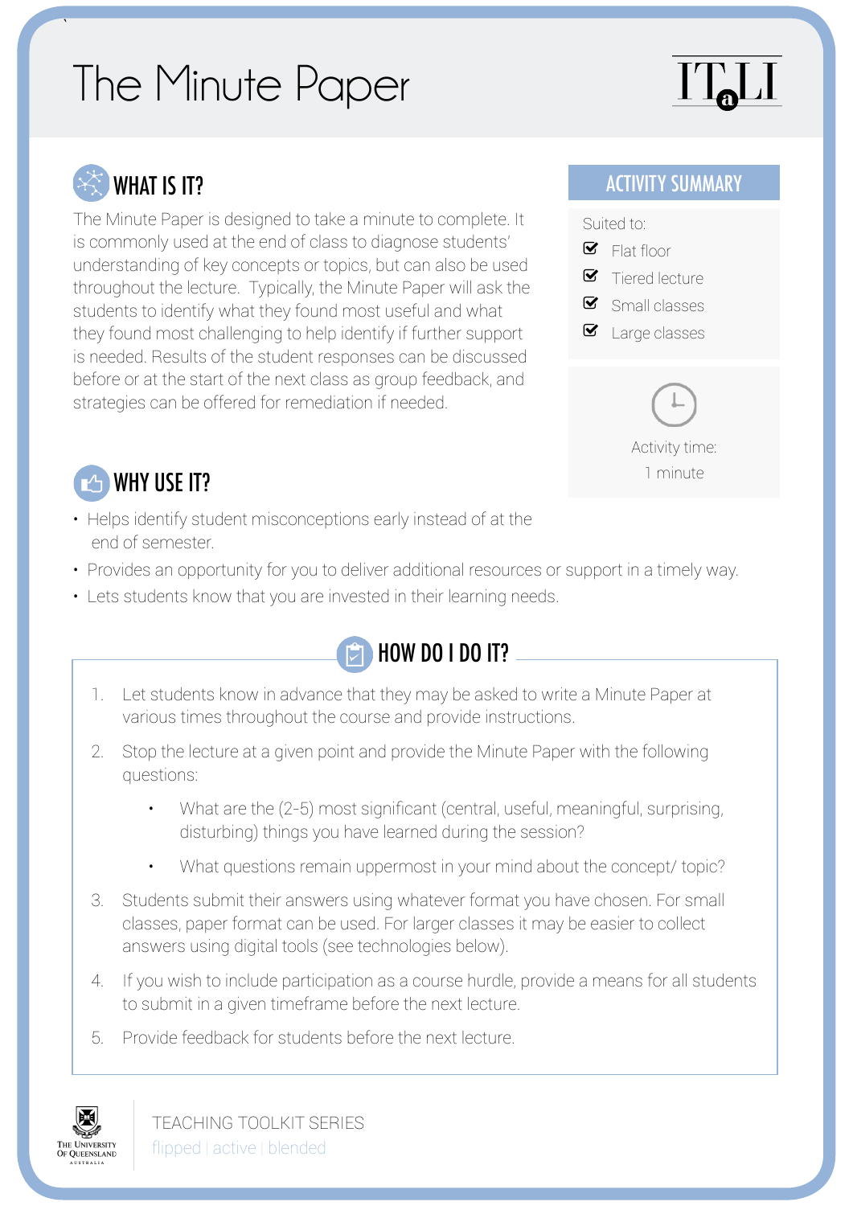# The Minute Paper

ITaLI

## WHAT IS IT?

The Minute Paper is designed to take a minute to complete. It is commonly used at the end of class to diagnose students' understanding of key concepts or topics, but can also be used throughout the lecture. Typically, the Minute Paper will ask the students to identify what they found most useful and what they found most challenging to help identify if further support is needed. Results of the student responses can be discussed before or at the start of the next class as group feedback, and strategies can be offered for remediation if needed.

## ACTIVITY SUMMARY

Suited to:

- ☑ Flat floor
- ☑ Tiered lecture
- ☑ Small classes
- ☑ Large classes

Activity time:
1 minute

## WHY USE IT?

- Helps identify student misconceptions early instead of at the end of semester.
- Provides an opportunity for you to deliver additional resources or support in a timely way.
- Lets students know that you are invested in their learning needs.

## HOW DO I DO IT?

1. Let students know in advance that they may be asked to write a Minute Paper at various times throughout the course and provide instructions.
2. Stop the lecture at a given point and provide the Minute Paper with the following questions:
   - What are the (2-5) most significant (central, useful, meaningful, surprising, disturbing) things you have learned during the session?
   - What questions remain uppermost in your mind about the concept/ topic?
3. Students submit their answers using whatever format you have chosen. For small classes, paper format can be used. For larger classes it may be easier to collect answers using digital tools (see technologies below).
4. If you wish to include participation as a course hurdle, provide a means for all students to submit in a given timeframe before the next lecture.
5. Provide feedback for students before the next lecture.

The University of Queensland Australia

TEACHING TOOLKIT SERIES
flipped | active | blended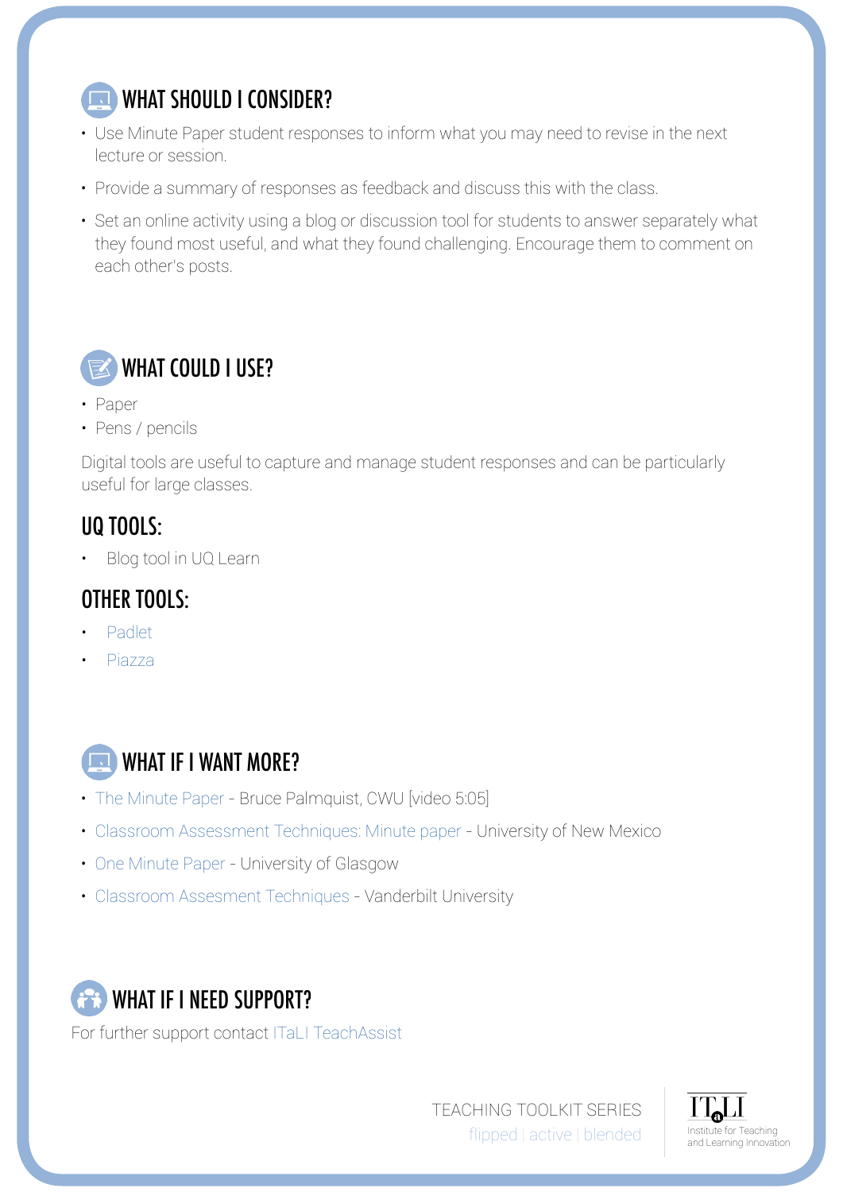## WHAT SHOULD I CONSIDER?

- Use Minute Paper student responses to inform what you may need to revise in the next lecture or session.
- Provide a summary of responses as feedback and discuss this with the class.
- Set an online activity using a blog or discussion tool for students to answer separately what they found most useful, and what they found challenging. Encourage them to comment on each other's posts.

## WHAT COULD I USE?

- Paper
- Pens / pencils

Digital tools are useful to capture and manage student responses and can be particularly useful for large classes.

### UQ TOOLS:

- Blog tool in UQ Learn

### OTHER TOOLS:

- Padlet
- Piazza

## WHAT IF I WANT MORE?

- The Minute Paper - Bruce Palmquist, CWU [video 5:05]
- Classroom Assessment Techniques: Minute paper - University of New Mexico
- One Minute Paper - University of Glasgow
- Classroom Assesment Techniques - Vanderbilt University

## WHAT IF I NEED SUPPORT?

For further support contact ITaLI TeachAssist

TEACHING TOOLKIT SERIES
flipped | active | blended

ITaLI
Institute for Teaching and Learning Innovation